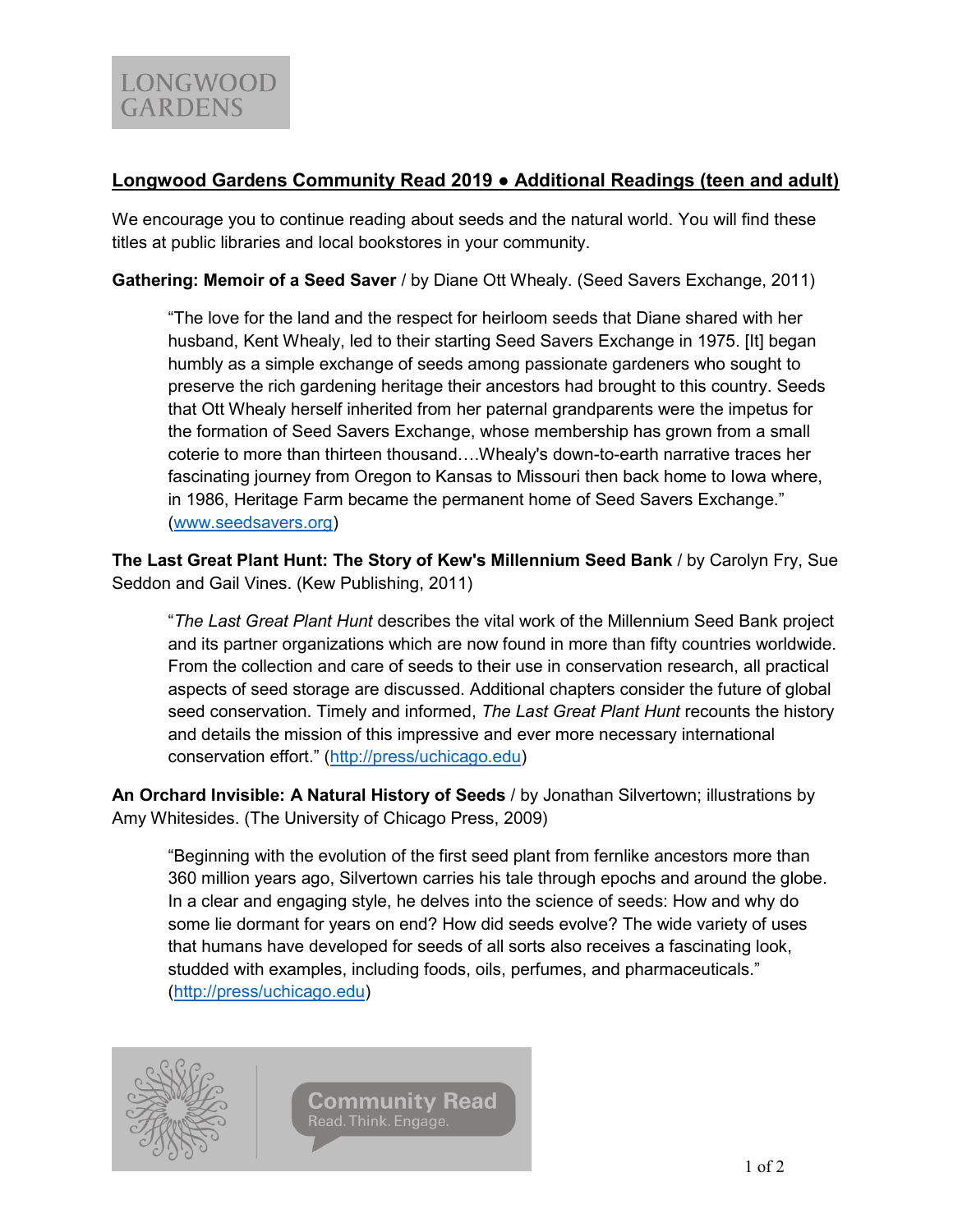LONGWOOD GARDENS

## Longwood Gardens Community Read 2019 • Additional Readings (teen and adult)

We encourage you to continue reading about seeds and the natural world. You will find these titles at public libraries and local bookstores in your community.

**Gathering: Memoir of a Seed Saver** / by Diane Ott Whealy. (Seed Savers Exchange, 2011)

> "The love for the land and the respect for heirloom seeds that Diane shared with her husband, Kent Whealy, led to their starting Seed Savers Exchange in 1975. [It] began humbly as a simple exchange of seeds among passionate gardeners who sought to preserve the rich gardening heritage their ancestors had brought to this country. Seeds that Ott Whealy herself inherited from her paternal grandparents were the impetus for the formation of Seed Savers Exchange, whose membership has grown from a small coterie to more than thirteen thousand….Whealy's down-to-earth narrative traces her fascinating journey from Oregon to Kansas to Missouri then back home to Iowa where, in 1986, Heritage Farm became the permanent home of Seed Savers Exchange." (www.seedsavers.org)

**The Last Great Plant Hunt: The Story of Kew's Millennium Seed Bank** / by Carolyn Fry, Sue Seddon and Gail Vines. (Kew Publishing, 2011)

> "*The Last Great Plant Hunt* describes the vital work of the Millennium Seed Bank project and its partner organizations which are now found in more than fifty countries worldwide. From the collection and care of seeds to their use in conservation research, all practical aspects of seed storage are discussed. Additional chapters consider the future of global seed conservation. Timely and informed, *The Last Great Plant Hunt* recounts the history and details the mission of this impressive and ever more necessary international conservation effort." (http://press/uchicago.edu)

**An Orchard Invisible: A Natural History of Seeds** / by Jonathan Silvertown; illustrations by Amy Whitesides. (The University of Chicago Press, 2009)

> "Beginning with the evolution of the first seed plant from fernlike ancestors more than 360 million years ago, Silvertown carries his tale through epochs and around the globe. In a clear and engaging style, he delves into the science of seeds: How and why do some lie dormant for years on end? How did seeds evolve? The wide variety of uses that humans have developed for seeds of all sorts also receives a fascinating look, studded with examples, including foods, oils, perfumes, and pharmaceuticals." (http://press/uchicago.edu)

Community Read
Read. Think. Engage.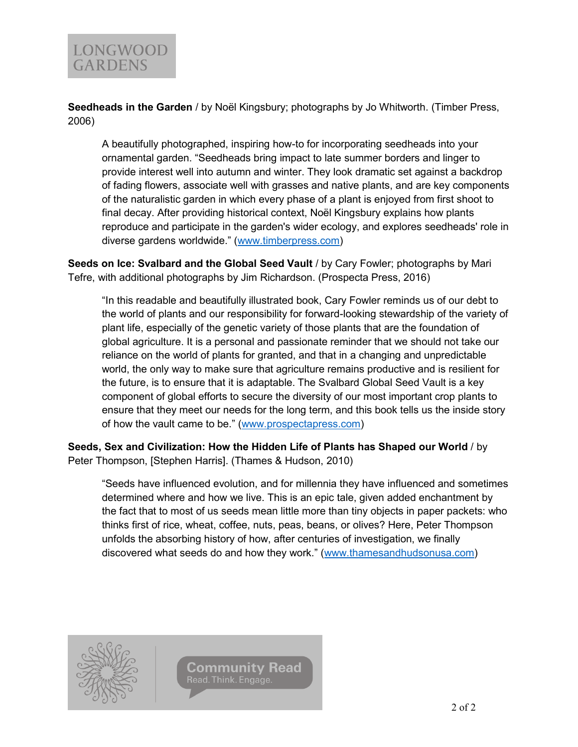**Seedheads in the Garden** / by Noël Kingsbury; photographs by Jo Whitworth. (Timber Press, 2006)

> A beautifully photographed, inspiring how-to for incorporating seedheads into your ornamental garden. "Seedheads bring impact to late summer borders and linger to provide interest well into autumn and winter. They look dramatic set against a backdrop of fading flowers, associate well with grasses and native plants, and are key components of the naturalistic garden in which every phase of a plant is enjoyed from first shoot to final decay. After providing historical context, Noël Kingsbury explains how plants reproduce and participate in the garden's wider ecology, and explores seedheads' role in diverse gardens worldwide." (www.timberpress.com)

**Seeds on Ice: Svalbard and the Global Seed Vault** / by Cary Fowler; photographs by Mari Tefre, with additional photographs by Jim Richardson. (Prospecta Press, 2016)

> "In this readable and beautifully illustrated book, Cary Fowler reminds us of our debt to the world of plants and our responsibility for forward-looking stewardship of the variety of plant life, especially of the genetic variety of those plants that are the foundation of global agriculture. It is a personal and passionate reminder that we should not take our reliance on the world of plants for granted, and that in a changing and unpredictable world, the only way to make sure that agriculture remains productive and is resilient for the future, is to ensure that it is adaptable. The Svalbard Global Seed Vault is a key component of global efforts to secure the diversity of our most important crop plants to ensure that they meet our needs for the long term, and this book tells us the inside story of how the vault came to be." (www.prospectapress.com)

**Seeds, Sex and Civilization: How the Hidden Life of Plants has Shaped our World** / by Peter Thompson, [Stephen Harris]. (Thames & Hudson, 2010)

> "Seeds have influenced evolution, and for millennia they have influenced and sometimes determined where and how we live. This is an epic tale, given added enchantment by the fact that to most of us seeds mean little more than tiny objects in paper packets: who thinks first of rice, wheat, coffee, nuts, peas, beans, or olives? Here, Peter Thompson unfolds the absorbing history of how, after centuries of investigation, we finally discovered what seeds do and how they work." (www.thamesandhudsonusa.com)